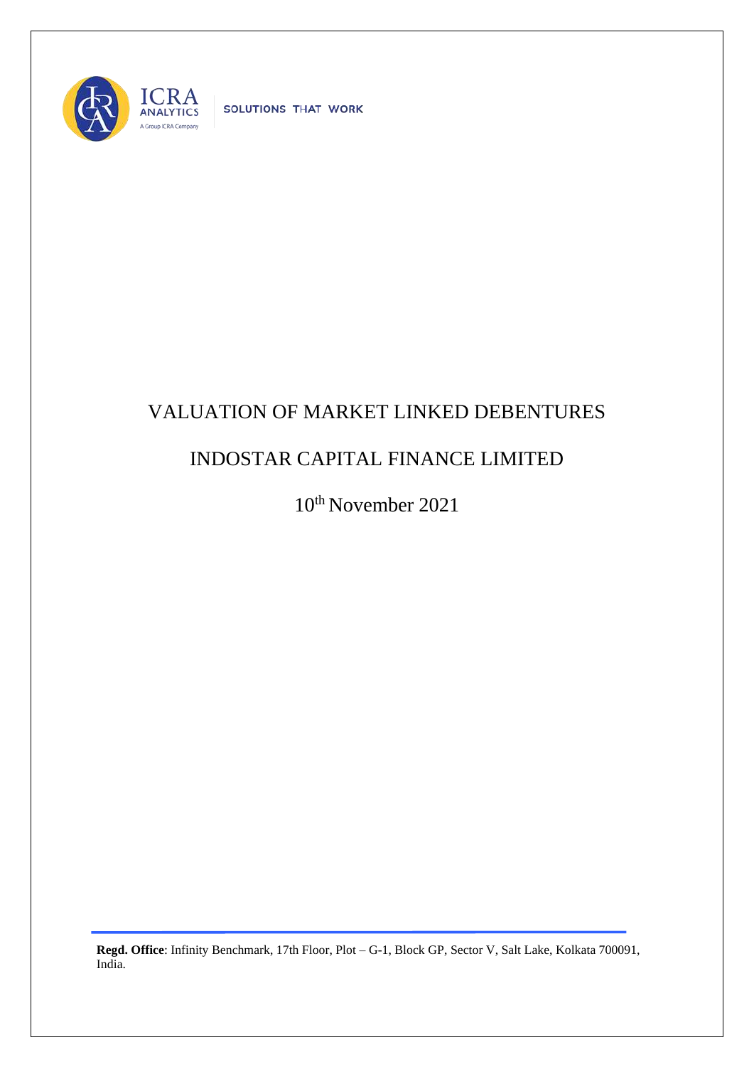ICRA ANALYTICS

A Group ICRA Company

SOLUTIONS THAT WORK

# VALUATION OF MARKET LINKED DEBENTURES

# INDOSTAR CAPITAL FINANCE LIMITED

10th November 2021

**Regd. Office**: Infinity Benchmark, 17th Floor, Plot – G-1, Block GP, Sector V, Salt Lake, Kolkata 700091, India.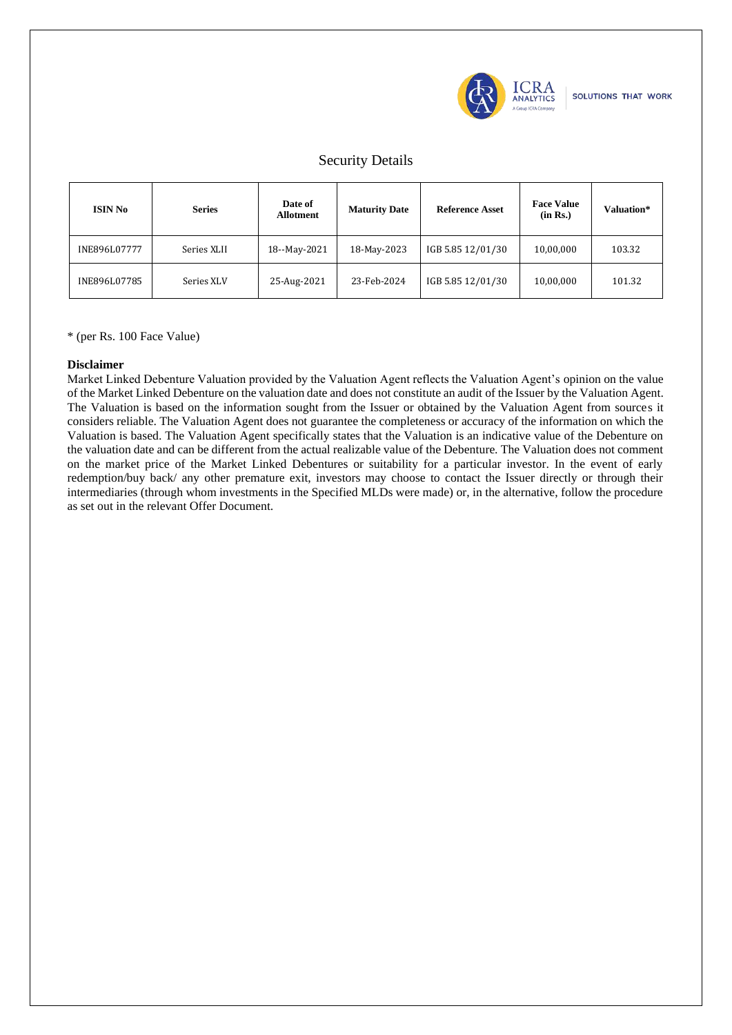## Security Details

| ISIN No | Series | Date of Allotment | Maturity Date | Reference Asset | Face Value (in Rs.) | Valuation* |
|---|---|---|---|---|---|---|
| INE896L07777 | Series XLII | 18--May-2021 | 18-May-2023 | IGB 5.85 12/01/30 | 10,00,000 | 103.32 |
| INE896L07785 | Series XLV | 25-Aug-2021 | 23-Feb-2024 | IGB 5.85 12/01/30 | 10,00,000 | 101.32 |

* (per Rs. 100 Face Value)

**Disclaimer**

Market Linked Debenture Valuation provided by the Valuation Agent reflects the Valuation Agent's opinion on the value of the Market Linked Debenture on the valuation date and does not constitute an audit of the Issuer by the Valuation Agent. The Valuation is based on the information sought from the Issuer or obtained by the Valuation Agent from sources it considers reliable. The Valuation Agent does not guarantee the completeness or accuracy of the information on which the Valuation is based. The Valuation Agent specifically states that the Valuation is an indicative value of the Debenture on the valuation date and can be different from the actual realizable value of the Debenture. The Valuation does not comment on the market price of the Market Linked Debentures or suitability for a particular investor. In the event of early redemption/buy back/ any other premature exit, investors may choose to contact the Issuer directly or through their intermediaries (through whom investments in the Specified MLDs were made) or, in the alternative, follow the procedure as set out in the relevant Offer Document.